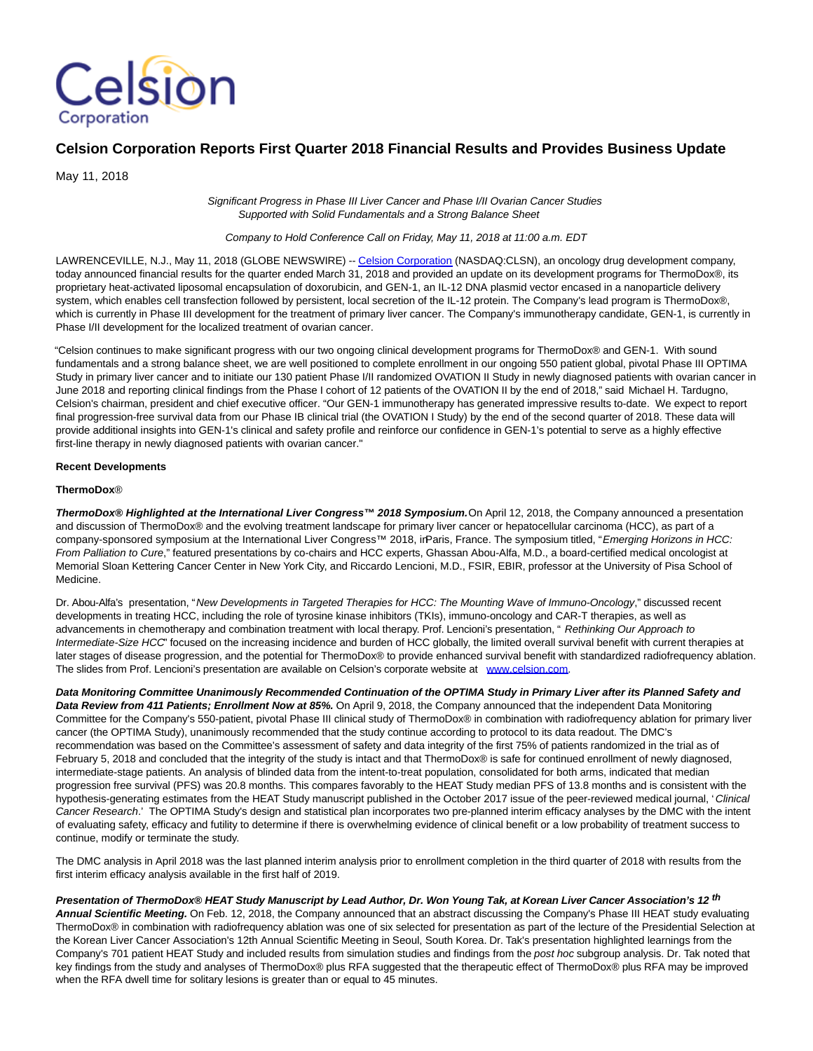# Celsion Corporation Reports First Quarter 2018 Financial Results and Provides Business Update

May 11, 2018

*Significant Progress in Phase III Liver Cancer and Phase I/II Ovarian Cancer Studies Supported with Solid Fundamentals and a Strong Balance Sheet*

*Company to Hold Conference Call on Friday, May 11, 2018 at 11:00 a.m. EDT*

LAWRENCEVILLE, N.J., May 11, 2018 (GLOBE NEWSWIRE) -- Celsion Corporation (NASDAQ:CLSN), an oncology drug development company, today announced financial results for the quarter ended March 31, 2018 and provided an update on its development programs for ThermoDox®, its proprietary heat-activated liposomal encapsulation of doxorubicin, and GEN-1, an IL-12 DNA plasmid vector encased in a nanoparticle delivery system, which enables cell transfection followed by persistent, local secretion of the IL-12 protein. The Company's lead program is ThermoDox®, which is currently in Phase III development for the treatment of primary liver cancer. The Company's immunotherapy candidate, GEN-1, is currently in Phase I/II development for the localized treatment of ovarian cancer.

"Celsion continues to make significant progress with our two ongoing clinical development programs for ThermoDox® and GEN-1. With sound fundamentals and a strong balance sheet, we are well positioned to complete enrollment in our ongoing 550 patient global, pivotal Phase III OPTIMA Study in primary liver cancer and to initiate our 130 patient Phase I/II randomized OVATION II Study in newly diagnosed patients with ovarian cancer in June 2018 and reporting clinical findings from the Phase I cohort of 12 patients of the OVATION II by the end of 2018," said Michael H. Tardugno, Celsion's chairman, president and chief executive officer. "Our GEN-1 immunotherapy has generated impressive results to-date. We expect to report final progression-free survival data from our Phase IB clinical trial (the OVATION I Study) by the end of the second quarter of 2018. These data will provide additional insights into GEN-1's clinical and safety profile and reinforce our confidence in GEN-1's potential to serve as a highly effective first-line therapy in newly diagnosed patients with ovarian cancer."

**Recent Developments**

**ThermoDox®**

***ThermoDox® Highlighted at the International Liver Congress™ 2018 Symposium.*** On April 12, 2018, the Company announced a presentation and discussion of ThermoDox® and the evolving treatment landscape for primary liver cancer or hepatocellular carcinoma (HCC), as part of a company-sponsored symposium at the International Liver Congress™ 2018, in Paris, France. The symposium titled, "*Emerging Horizons in HCC: From Palliation to Cure*," featured presentations by co-chairs and HCC experts, Ghassan Abou-Alfa, M.D., a board-certified medical oncologist at Memorial Sloan Kettering Cancer Center in New York City, and Riccardo Lencioni, M.D., FSIR, EBIR, professor at the University of Pisa School of Medicine.

Dr. Abou-Alfa's presentation, "*New Developments in Targeted Therapies for HCC: The Mounting Wave of Immuno-Oncology*," discussed recent developments in treating HCC, including the role of tyrosine kinase inhibitors (TKIs), immuno-oncology and CAR-T therapies, as well as advancements in chemotherapy and combination treatment with local therapy. Prof. Lencioni's presentation, "*Rethinking Our Approach to Intermediate-Size HCC*" focused on the increasing incidence and burden of HCC globally, the limited overall survival benefit with current therapies at later stages of disease progression, and the potential for ThermoDox® to provide enhanced survival benefit with standardized radiofrequency ablation. The slides from Prof. Lencioni's presentation are available on Celsion's corporate website at www.celsion.com.

***Data Monitoring Committee Unanimously Recommended Continuation of the OPTIMA Study in Primary Liver after its Planned Safety and Data Review from 411 Patients; Enrollment Now at 85%.*** On April 9, 2018, the Company announced that the independent Data Monitoring Committee for the Company's 550-patient, pivotal Phase III clinical study of ThermoDox® in combination with radiofrequency ablation for primary liver cancer (the OPTIMA Study), unanimously recommended that the study continue according to protocol to its data readout. The DMC's recommendation was based on the Committee's assessment of safety and data integrity of the first 75% of patients randomized in the trial as of February 5, 2018 and concluded that the integrity of the study is intact and that ThermoDox® is safe for continued enrollment of newly diagnosed, intermediate-stage patients. An analysis of blinded data from the intent-to-treat population, consolidated for both arms, indicated that median progression free survival (PFS) was 20.8 months. This compares favorably to the HEAT Study median PFS of 13.8 months and is consistent with the hypothesis-generating estimates from the HEAT Study manuscript published in the October 2017 issue of the peer-reviewed medical journal, '*Clinical Cancer Research*.' The OPTIMA Study's design and statistical plan incorporates two pre-planned interim efficacy analyses by the DMC with the intent of evaluating safety, efficacy and futility to determine if there is overwhelming evidence of clinical benefit or a low probability of treatment success to continue, modify or terminate the study.

The DMC analysis in April 2018 was the last planned interim analysis prior to enrollment completion in the third quarter of 2018 with results from the first interim efficacy analysis available in the first half of 2019.

***Presentation of ThermoDox® HEAT Study Manuscript by Lead Author, Dr. Won Young Tak, at Korean Liver Cancer Association's 12th Annual Scientific Meeting.*** On Feb. 12, 2018, the Company announced that an abstract discussing the Company's Phase III HEAT study evaluating ThermoDox® in combination with radiofrequency ablation was one of six selected for presentation as part of the lecture of the Presidential Selection at the Korean Liver Cancer Association's 12th Annual Scientific Meeting in Seoul, South Korea. Dr. Tak's presentation highlighted learnings from the Company's 701 patient HEAT Study and included results from simulation studies and findings from the *post hoc* subgroup analysis. Dr. Tak noted that key findings from the study and analyses of ThermoDox® plus RFA suggested that the therapeutic effect of ThermoDox® plus RFA may be improved when the RFA dwell time for solitary lesions is greater than or equal to 45 minutes.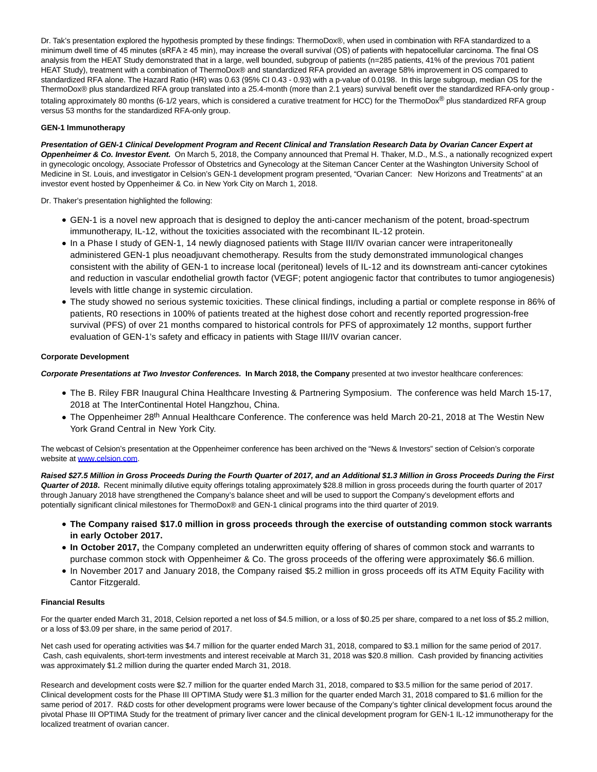Dr. Tak's presentation explored the hypothesis prompted by these findings: ThermoDox®, when used in combination with RFA standardized to a minimum dwell time of 45 minutes (sRFA ≥ 45 min), may increase the overall survival (OS) of patients with hepatocellular carcinoma. The final OS analysis from the HEAT Study demonstrated that in a large, well bounded, subgroup of patients (n=285 patients, 41% of the previous 701 patient HEAT Study), treatment with a combination of ThermoDox® and standardized RFA provided an average 58% improvement in OS compared to standardized RFA alone. The Hazard Ratio (HR) was 0.63 (95% CI 0.43 - 0.93) with a p-value of 0.0198. In this large subgroup, median OS for the ThermoDox® plus standardized RFA group translated into a 25.4-month (more than 2.1 years) survival benefit over the standardized RFA-only group - totaling approximately 80 months (6-1/2 years, which is considered a curative treatment for HCC) for the ThermoDox® plus standardized RFA group versus 53 months for the standardized RFA-only group.

**GEN-1 Immunotherapy**

***Presentation of GEN-1 Clinical Development Program and Recent Clinical and Translation Research Data by Ovarian Cancer Expert at Oppenheimer & Co. Investor Event.*** On March 5, 2018, the Company announced that Premal H. Thaker, M.D., M.S., a nationally recognized expert in gynecologic oncology, Associate Professor of Obstetrics and Gynecology at the Siteman Cancer Center at the Washington University School of Medicine in St. Louis, and investigator in Celsion's GEN-1 development program presented, "Ovarian Cancer: New Horizons and Treatments" at an investor event hosted by Oppenheimer & Co. in New York City on March 1, 2018.

Dr. Thaker's presentation highlighted the following:

- GEN-1 is a novel new approach that is designed to deploy the anti-cancer mechanism of the potent, broad-spectrum immunotherapy, IL-12, without the toxicities associated with the recombinant IL-12 protein.
- In a Phase I study of GEN-1, 14 newly diagnosed patients with Stage III/IV ovarian cancer were intraperitoneally administered GEN-1 plus neoadjuvant chemotherapy. Results from the study demonstrated immunological changes consistent with the ability of GEN-1 to increase local (peritoneal) levels of IL-12 and its downstream anti-cancer cytokines and reduction in vascular endothelial growth factor (VEGF; potent angiogenic factor that contributes to tumor angiogenesis) levels with little change in systemic circulation.
- The study showed no serious systemic toxicities. These clinical findings, including a partial or complete response in 86% of patients, R0 resections in 100% of patients treated at the highest dose cohort and recently reported progression-free survival (PFS) of over 21 months compared to historical controls for PFS of approximately 12 months, support further evaluation of GEN-1's safety and efficacy in patients with Stage III/IV ovarian cancer.

**Corporate Development**

***Corporate Presentations at Two Investor Conferences.*** **In March 2018, the Company** presented at two investor healthcare conferences:

- The B. Riley FBR Inaugural China Healthcare Investing & Partnering Symposium. The conference was held March 15-17, 2018 at The InterContinental Hotel Hangzhou, China.
- The Oppenheimer 28th Annual Healthcare Conference. The conference was held March 20-21, 2018 at The Westin New York Grand Central in New York City.

The webcast of Celsion's presentation at the Oppenheimer conference has been archived on the "News & Investors" section of Celsion's corporate website at [www.celsion.com](http://www.celsion.com).

***Raised $27.5 Million in Gross Proceeds During the Fourth Quarter of 2017, and an Additional $1.3 Million in Gross Proceeds During the First Quarter of 2018***. Recent minimally dilutive equity offerings totaling approximately $28.8 million in gross proceeds during the fourth quarter of 2017 through January 2018 have strengthened the Company's balance sheet and will be used to support the Company's development efforts and potentially significant clinical milestones for ThermoDox® and GEN-1 clinical programs into the third quarter of 2019.

- **The Company raised $17.0 million in gross proceeds through the exercise of outstanding common stock warrants in early October 2017.**
- **In October 2017,** the Company completed an underwritten equity offering of shares of common stock and warrants to purchase common stock with Oppenheimer & Co. The gross proceeds of the offering were approximately $6.6 million.
- In November 2017 and January 2018, the Company raised $5.2 million in gross proceeds off its ATM Equity Facility with Cantor Fitzgerald.

**Financial Results**

For the quarter ended March 31, 2018, Celsion reported a net loss of $4.5 million, or a loss of $0.25 per share, compared to a net loss of $5.2 million, or a loss of $3.09 per share, in the same period of 2017.

Net cash used for operating activities was $4.7 million for the quarter ended March 31, 2018, compared to $3.1 million for the same period of 2017. Cash, cash equivalents, short-term investments and interest receivable at March 31, 2018 was $20.8 million. Cash provided by financing activities was approximately $1.2 million during the quarter ended March 31, 2018.

Research and development costs were $2.7 million for the quarter ended March 31, 2018, compared to $3.5 million for the same period of 2017. Clinical development costs for the Phase III OPTIMA Study were $1.3 million for the quarter ended March 31, 2018 compared to $1.6 million for the same period of 2017. R&D costs for other development programs were lower because of the Company's tighter clinical development focus around the pivotal Phase III OPTIMA Study for the treatment of primary liver cancer and the clinical development program for GEN-1 IL-12 immunotherapy for the localized treatment of ovarian cancer.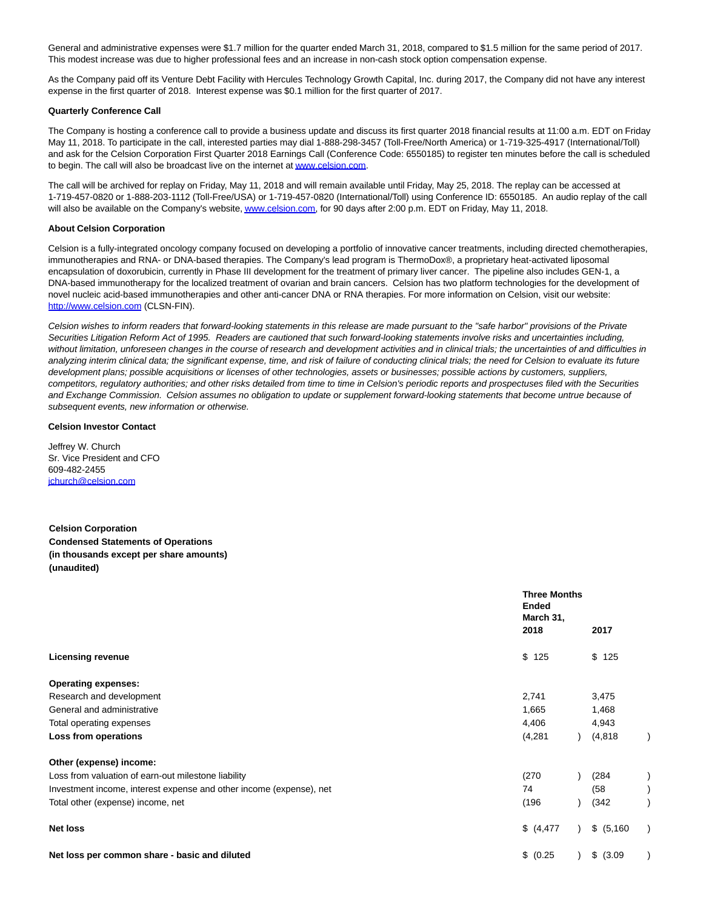General and administrative expenses were $1.7 million for the quarter ended March 31, 2018, compared to $1.5 million for the same period of 2017. This modest increase was due to higher professional fees and an increase in non-cash stock option compensation expense.

As the Company paid off its Venture Debt Facility with Hercules Technology Growth Capital, Inc. during 2017, the Company did not have any interest expense in the first quarter of 2018. Interest expense was $0.1 million for the first quarter of 2017.

**Quarterly Conference Call**

The Company is hosting a conference call to provide a business update and discuss its first quarter 2018 financial results at 11:00 a.m. EDT on Friday May 11, 2018. To participate in the call, interested parties may dial 1-888-298-3457 (Toll-Free/North America) or 1-719-325-4917 (International/Toll) and ask for the Celsion Corporation First Quarter 2018 Earnings Call (Conference Code: 6550185) to register ten minutes before the call is scheduled to begin. The call will also be broadcast live on the internet at www.celsion.com.

The call will be archived for replay on Friday, May 11, 2018 and will remain available until Friday, May 25, 2018. The replay can be accessed at 1-719-457-0820 or 1-888-203-1112 (Toll-Free/USA) or 1-719-457-0820 (International/Toll) using Conference ID: 6550185. An audio replay of the call will also be available on the Company's website, www.celsion.com, for 90 days after 2:00 p.m. EDT on Friday, May 11, 2018.

**About Celsion Corporation**

Celsion is a fully-integrated oncology company focused on developing a portfolio of innovative cancer treatments, including directed chemotherapies, immunotherapies and RNA- or DNA-based therapies. The Company's lead program is ThermoDox®, a proprietary heat-activated liposomal encapsulation of doxorubicin, currently in Phase III development for the treatment of primary liver cancer. The pipeline also includes GEN-1, a DNA-based immunotherapy for the localized treatment of ovarian and brain cancers. Celsion has two platform technologies for the development of novel nucleic acid-based immunotherapies and other anti-cancer DNA or RNA therapies. For more information on Celsion, visit our website: http://www.celsion.com (CLSN-FIN).

*Celsion wishes to inform readers that forward-looking statements in this release are made pursuant to the "safe harbor" provisions of the Private Securities Litigation Reform Act of 1995. Readers are cautioned that such forward-looking statements involve risks and uncertainties including, without limitation, unforeseen changes in the course of research and development activities and in clinical trials; the uncertainties of and difficulties in analyzing interim clinical data; the significant expense, time, and risk of failure of conducting clinical trials; the need for Celsion to evaluate its future development plans; possible acquisitions or licenses of other technologies, assets or businesses; possible actions by customers, suppliers, competitors, regulatory authorities; and other risks detailed from time to time in Celsion's periodic reports and prospectuses filed with the Securities and Exchange Commission. Celsion assumes no obligation to update or supplement forward-looking statements that become untrue because of subsequent events, new information or otherwise.*

**Celsion Investor Contact**

Jeffrey W. Church
Sr. Vice President and CFO
609-482-2455
jchurch@celsion.com

**Celsion Corporation**
**Condensed Statements of Operations**
**(in thousands except per share amounts)**
**(unaudited)**

| | Three Months Ended March 31, | |
|---|---|---|
| | 2018 | 2017 |
| **Licensing revenue** | $ 125 | $ 125 |
| **Operating expenses:** | | |
| Research and development | 2,741 | 3,475 |
| General and administrative | 1,665 | 1,468 |
| Total operating expenses | 4,406 | 4,943 |
| **Loss from operations** | (4,281) | (4,818) |
| **Other (expense) income:** | | |
| Loss from valuation of earn-out milestone liability | (270) | (284) |
| Investment income, interest expense and other income (expense), net | 74 | (58) |
| Total other (expense) income, net | (196) | (342) |
| **Net loss** | $ (4,477) | $ (5,160) |
| **Net loss per common share - basic and diluted** | $ (0.25) | $ (3.09) |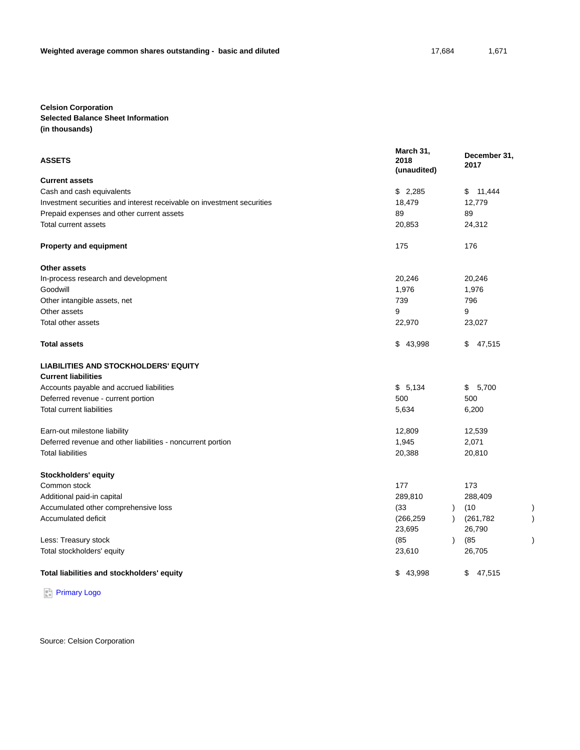| | | |
|---|---|---|
| **Weighted average common shares outstanding - basic and diluted** | 17,684 | 1,671 |

**Celsion Corporation**
**Selected Balance Sheet Information**
**(in thousands)**

| **ASSETS** | **March 31, 2018 (unaudited)** | **December 31, 2017** |
|---|---|---|
| **Current assets** | | |
| Cash and cash equivalents | $ 2,285 | $ 11,444 |
| Investment securities and interest receivable on investment securities | 18,479 | 12,779 |
| Prepaid expenses and other current assets | 89 | 89 |
| Total current assets | 20,853 | 24,312 |
| | | |
| **Property and equipment** | 175 | 176 |
| | | |
| **Other assets** | | |
| In-process research and development | 20,246 | 20,246 |
| Goodwill | 1,976 | 1,976 |
| Other intangible assets, net | 739 | 796 |
| Other assets | 9 | 9 |
| Total other assets | 22,970 | 23,027 |
| | | |
| **Total assets** | $ 43,998 | $ 47,515 |
| | | |
| **LIABILITIES AND STOCKHOLDERS' EQUITY** | | |
| **Current liabilities** | | |
| Accounts payable and accrued liabilities | $ 5,134 | $ 5,700 |
| Deferred revenue - current portion | 500 | 500 |
| Total current liabilities | 5,634 | 6,200 |
| | | |
| Earn-out milestone liability | 12,809 | 12,539 |
| Deferred revenue and other liabilities - noncurrent portion | 1,945 | 2,071 |
| Total liabilities | 20,388 | 20,810 |
| | | |
| **Stockholders' equity** | | |
| Common stock | 177 | 173 |
| Additional paid-in capital | 289,810 | 288,409 |
| Accumulated other comprehensive loss | (33) | (10) |
| Accumulated deficit | (266,259) | (261,782) |
| | 23,695 | 26,790 |
| Less: Treasury stock | (85) | (85) |
| Total stockholders' equity | 23,610 | 26,705 |
| | | |
| **Total liabilities and stockholders' equity** | $ 43,998 | $ 47,515 |

Primary Logo

Source: Celsion Corporation